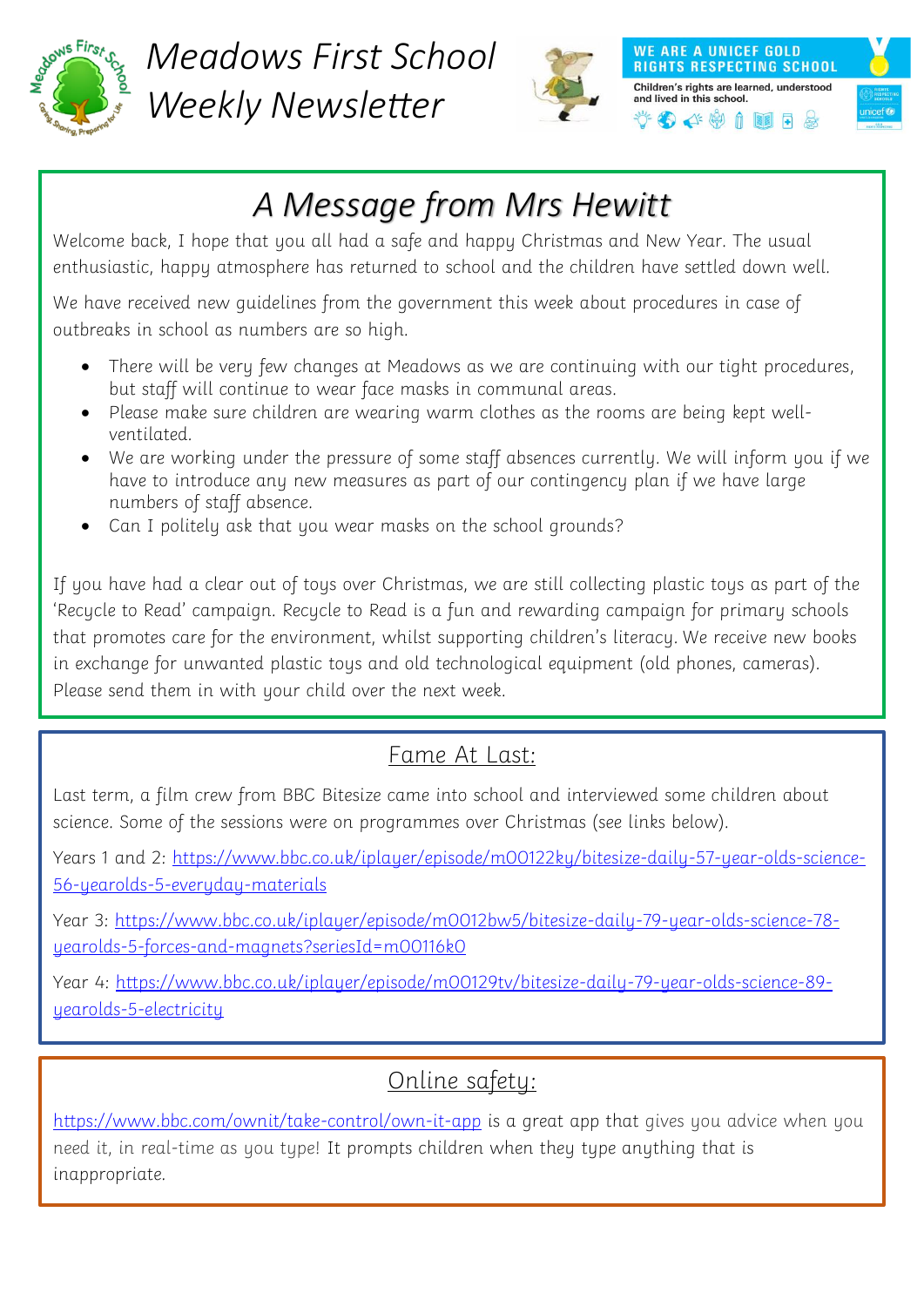# Meadows First School Weekly Newsletter

WE ARE A UNICEF GOLD RIGHTS RESPECTING SCHOOL

Children's rights are learned, understood and lived in this school.

## A Message from Mrs Hewitt

Welcome back, I hope that you all had a safe and happy Christmas and New Year. The usual enthusiastic, happy atmosphere has returned to school and the children have settled down well.

We have received new guidelines from the government this week about procedures in case of outbreaks in school as numbers are so high.

- There will be very few changes at Meadows as we are continuing with our tight procedures, but staff will continue to wear face masks in communal areas.
- Please make sure children are wearing warm clothes as the rooms are being kept well-ventilated.
- We are working under the pressure of some staff absences currently. We will inform you if we have to introduce any new measures as part of our contingency plan if we have large numbers of staff absence.
- Can I politely ask that you wear masks on the school grounds?

If you have had a clear out of toys over Christmas, we are still collecting plastic toys as part of the 'Recycle to Read' campaign. Recycle to Read is a fun and rewarding campaign for primary schools that promotes care for the environment, whilst supporting children's literacy. We receive new books in exchange for unwanted plastic toys and old technological equipment (old phones, cameras). Please send them in with your child over the next week.

## Fame At Last:

Last term, a film crew from BBC Bitesize came into school and interviewed some children about science. Some of the sessions were on programmes over Christmas (see links below).

Years 1 and 2: https://www.bbc.co.uk/iplayer/episode/m00122ky/bitesize-daily-57-year-olds-science-56-yearolds-5-everyday-materials

Year 3: https://www.bbc.co.uk/iplayer/episode/m0012bw5/bitesize-daily-79-year-olds-science-78-yearolds-5-forces-and-magnets?seriesId=m00116k0

Year 4: https://www.bbc.co.uk/iplayer/episode/m00129tv/bitesize-daily-79-year-olds-science-89-yearolds-5-electricity

## Online safety:

https://www.bbc.com/ownit/take-control/own-it-app is a great app that gives you advice when you need it, in real-time as you type! It prompts children when they type anything that is inappropriate.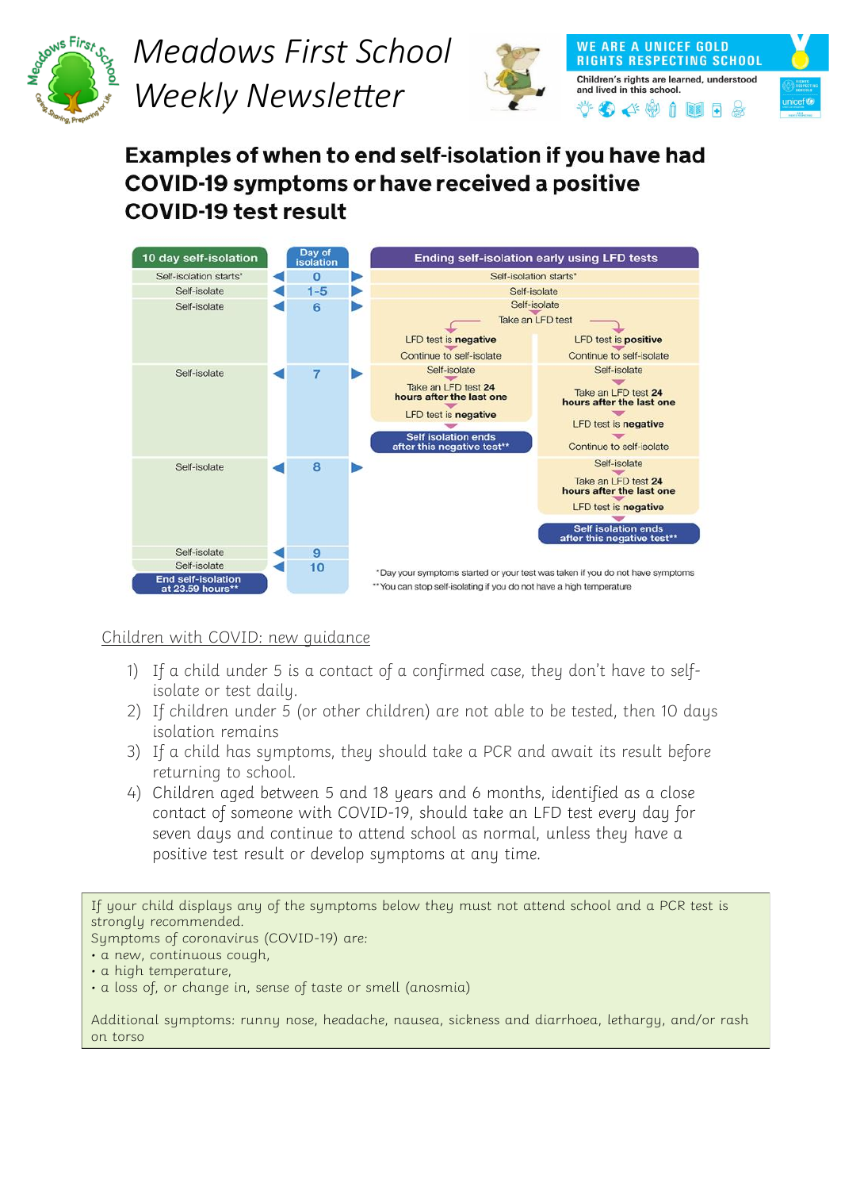# Examples of when to end self-isolation if you have had COVID-19 symptoms or have received a positive COVID-19 test result

| 10 day self-isolation | Day of isolation | Ending self-isolation early using LFD tests | |
|---|---|---|---|
| Self-isolation starts* | 0 | Self-isolation starts* | |
| Self-isolate | 1-5 | Self-isolate | |
| Self-isolate | 6 | Self-isolate<br>Take an LFD test | |
| | | LFD test is **negative**<br>Continue to self-isolate | LFD test is **positive**<br>Continue to self-isolate |
| Self-isolate | 7 | Self-isolate<br>Take an LFD test **24 hours after the last one**<br>LFD test is **negative**<br>**Self isolation ends after this negative test**** | Self-isolate<br>Take an LFD test **24 hours after the last one**<br>LFD test is **negative**<br>Continue to self-isolate |
| Self-isolate | 8 | | Self-isolate<br>Take an LFD test **24 hours after the last one**<br>LFD test is **negative**<br>**Self isolation ends after this negative test**** |
| Self-isolate | 9 | | |
| Self-isolate<br>**End self-isolation at 23.59 hours**** | 10 | | |

*Day your symptoms started or your test was taken if you do not have symptoms
**You can stop self-isolating if you do not have a high temperature

Children with COVID: new guidance

1) If a child under 5 is a contact of a confirmed case, they don't have to self-isolate or test daily.
2) If children under 5 (or other children) are not able to be tested, then 10 days isolation remains
3) If a child has symptoms, they should take a PCR and await its result before returning to school.
4) Children aged between 5 and 18 years and 6 months, identified as a close contact of someone with COVID-19, should take an LFD test every day for seven days and continue to attend school as normal, unless they have a positive test result or develop symptoms at any time.

If your child displays any of the symptoms below they must not attend school and a PCR test is strongly recommended.
Symptoms of coronavirus (COVID-19) are:
- a new, continuous cough,
- a high temperature,
- a loss of, or change in, sense of taste or smell (anosmia)

Additional symptoms: runny nose, headache, nausea, sickness and diarrhoea, lethargy, and/or rash on torso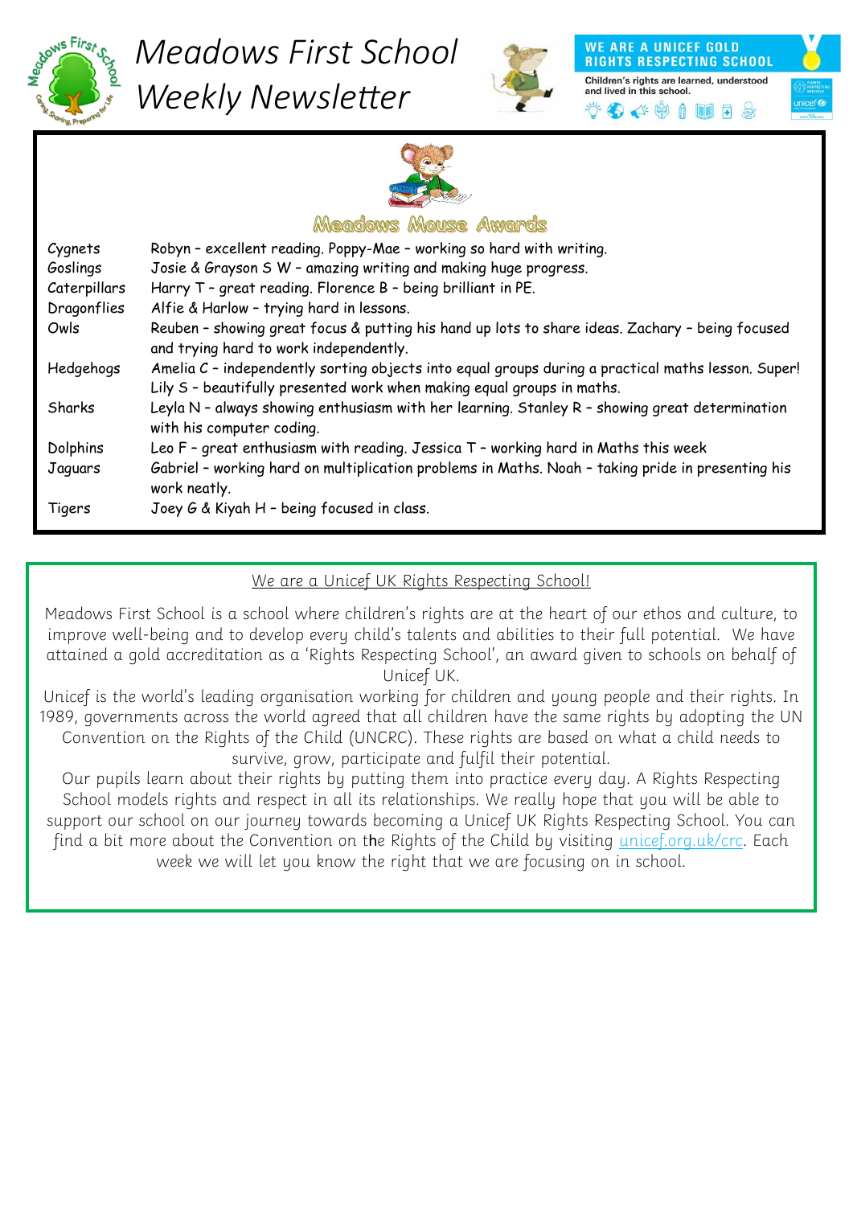# Meadows First School Weekly Newsletter

WE ARE A UNICEF GOLD RIGHTS RESPECTING SCHOOL

Children's rights are learned, understood and lived in this school.

## Meadows Mouse Awards

| | |
|---|---|
| Cygnets | Robyn – excellent reading. Poppy-Mae – working so hard with writing. |
| Goslings | Josie & Grayson S W – amazing writing and making huge progress. |
| Caterpillars | Harry T – great reading. Florence B – being brilliant in PE. |
| Dragonflies | Alfie & Harlow – trying hard in lessons. |
| Owls | Reuben – showing great focus & putting his hand up lots to share ideas. Zachary – being focused and trying hard to work independently. |
| Hedgehogs | Amelia C – independently sorting objects into equal groups during a practical maths lesson. Super! Lily S – beautifully presented work when making equal groups in maths. |
| Sharks | Leyla N – always showing enthusiasm with her learning. Stanley R – showing great determination with his computer coding. |
| Dolphins | Leo F – great enthusiasm with reading. Jessica T – working hard in Maths this week |
| Jaguars | Gabriel – working hard on multiplication problems in Maths. Noah – taking pride in presenting his work neatly. |
| Tigers | Joey G & Kiyah H – being focused in class. |

## We are a Unicef UK Rights Respecting School!

Meadows First School is a school where children's rights are at the heart of our ethos and culture, to improve well-being and to develop every child's talents and abilities to their full potential. We have attained a gold accreditation as a 'Rights Respecting School', an award given to schools on behalf of Unicef UK.

Unicef is the world's leading organisation working for children and young people and their rights. In 1989, governments across the world agreed that all children have the same rights by adopting the UN Convention on the Rights of the Child (UNCRC). These rights are based on what a child needs to survive, grow, participate and fulfil their potential.

Our pupils learn about their rights by putting them into practice every day. A Rights Respecting School models rights and respect in all its relationships. We really hope that you will be able to support our school on our journey towards becoming a Unicef UK Rights Respecting School. You can find a bit more about the Convention on the Rights of the Child by visiting unicef.org.uk/crc. Each week we will let you know the right that we are focusing on in school.